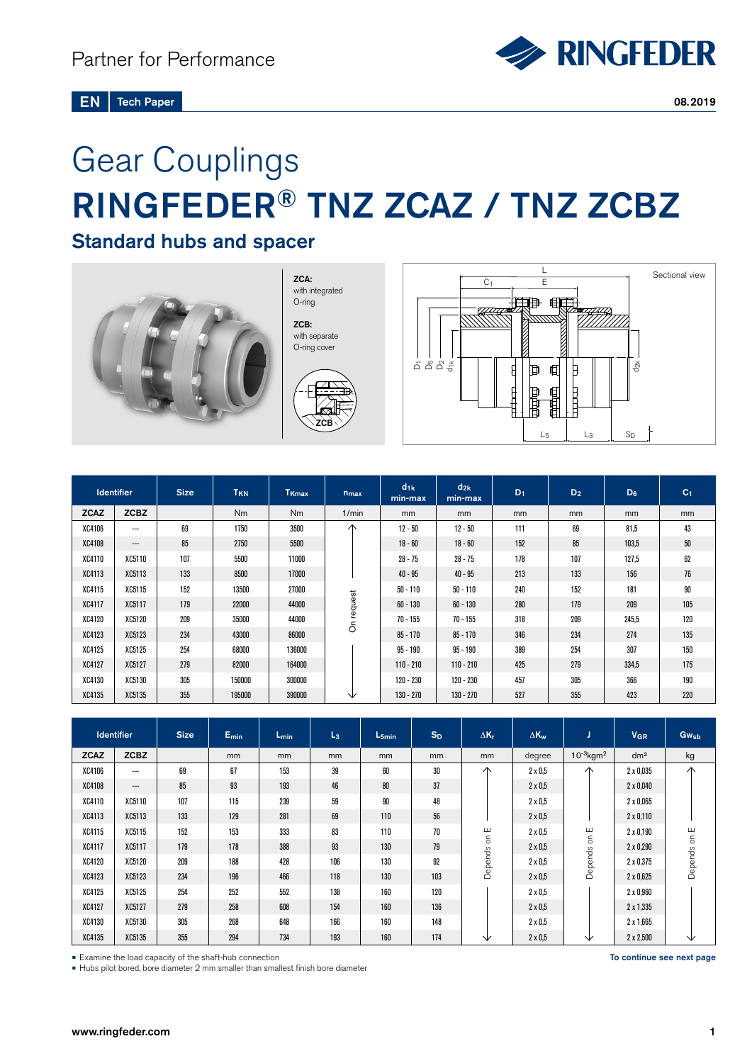Partner for Performance

EN | Tech Paper

08.2019

# Gear Couplings

# RINGFEDER® TNZ ZCAZ / TNZ ZCBZ

## Standard hubs and spacer

**ZCA:** with integrated O-ring

**ZCB:** with separate O-ring cover

Sectional view

| Identifier | | Size | $T_{KN}$ | $T_{Kmax}$ | $n_{max}$ | $d_{1k}$ min-max | $d_{2k}$ min-max | $D_1$ | $D_2$ | $D_6$ | $C_1$ |
|---|---|---|---|---|---|---|---|---|---|---|---|
| ZCAZ | ZCBZ | | Nm | Nm | 1/min | mm | mm | mm | mm | mm | mm |
| XC4106 | --- | 69 | 1750 | 3500 | On request | 12 - 50 | 12 - 50 | 111 | 69 | 81,5 | 43 |
| XC4108 | --- | 85 | 2750 | 5500 | On request | 18 - 60 | 18 - 60 | 152 | 85 | 103,5 | 50 |
| XC4110 | XC5110 | 107 | 5500 | 11000 | On request | 28 - 75 | 28 - 75 | 178 | 107 | 127,5 | 62 |
| XC4113 | XC5113 | 133 | 8500 | 17000 | On request | 40 - 95 | 40 - 95 | 213 | 133 | 156 | 76 |
| XC4115 | XC5115 | 152 | 13500 | 27000 | On request | 50 - 110 | 50 - 110 | 240 | 152 | 181 | 90 |
| XC4117 | XC5117 | 179 | 22000 | 44000 | On request | 60 - 130 | 60 - 130 | 280 | 179 | 209 | 105 |
| XC4120 | XC5120 | 209 | 35000 | 44000 | On request | 70 - 155 | 70 - 155 | 318 | 209 | 245,5 | 120 |
| XC4123 | XC5123 | 234 | 43000 | 86000 | On request | 85 - 170 | 85 - 170 | 346 | 234 | 274 | 135 |
| XC4125 | XC5125 | 254 | 68000 | 136000 | On request | 95 - 190 | 95 - 190 | 389 | 254 | 307 | 150 |
| XC4127 | XC5127 | 279 | 82000 | 164000 | On request | 110 - 210 | 110 - 210 | 425 | 279 | 334,5 | 175 |
| XC4130 | XC5130 | 305 | 150000 | 300000 | On request | 120 - 230 | 120 - 230 | 457 | 305 | 366 | 190 |
| XC4135 | XC5135 | 355 | 195000 | 390000 | On request | 130 - 270 | 130 - 270 | 527 | 355 | 423 | 220 |

| Identifier | | Size | $E_{min}$ | $L_{min}$ | $L_3$ | $L_{5min}$ | $S_D$ | $\Delta K_r$ | $\Delta K_w$ | J | $V_{GR}$ | $Gw_{sb}$ |
|---|---|---|---|---|---|---|---|---|---|---|---|---|
| ZCAZ | ZCBZ | | mm | mm | mm | mm | mm | mm | degree | $10^{-3}kgm^2$ | $dm^3$ | kg |
| XC4106 | --- | 69 | 67 | 153 | 39 | 60 | 30 | Depends on E | 2 x 0,5 | Depends on E | 2 x 0,035 | Depends on E |
| XC4108 | --- | 85 | 93 | 193 | 46 | 80 | 37 | Depends on E | 2 x 0,5 | Depends on E | 2 x 0,040 | Depends on E |
| XC4110 | XC5110 | 107 | 115 | 239 | 59 | 90 | 48 | Depends on E | 2 x 0,5 | Depends on E | 2 x 0,065 | Depends on E |
| XC4113 | XC5113 | 133 | 129 | 281 | 69 | 110 | 56 | Depends on E | 2 x 0,5 | Depends on E | 2 x 0,110 | Depends on E |
| XC4115 | XC5115 | 152 | 153 | 333 | 83 | 110 | 70 | Depends on E | 2 x 0,5 | Depends on E | 2 x 0,190 | Depends on E |
| XC4117 | XC5117 | 179 | 178 | 388 | 93 | 130 | 79 | Depends on E | 2 x 0,5 | Depends on E | 2 x 0,290 | Depends on E |
| XC4120 | XC5120 | 209 | 188 | 428 | 106 | 130 | 92 | Depends on E | 2 x 0,5 | Depends on E | 2 x 0,375 | Depends on E |
| XC4123 | XC5123 | 234 | 196 | 466 | 118 | 130 | 103 | Depends on E | 2 x 0,5 | Depends on E | 2 x 0,625 | Depends on E |
| XC4125 | XC5125 | 254 | 252 | 552 | 138 | 160 | 120 | Depends on E | 2 x 0,5 | Depends on E | 2 x 0,960 | Depends on E |
| XC4127 | XC5127 | 279 | 258 | 608 | 154 | 160 | 136 | Depends on E | 2 x 0,5 | Depends on E | 2 x 1,335 | Depends on E |
| XC4130 | XC5130 | 305 | 268 | 648 | 166 | 160 | 148 | Depends on E | 2 x 0,5 | Depends on E | 2 x 1,665 | Depends on E |
| XC4135 | XC5135 | 355 | 294 | 734 | 193 | 160 | 174 | Depends on E | 2 x 0,5 | Depends on E | 2 x 2,500 | Depends on E |

- Examine the load capacity of the shaft-hub connection
- Hubs pilot bored, bore diameter 2 mm smaller than smallest finish bore diameter

**To continue see next page**

www.ringfeder.com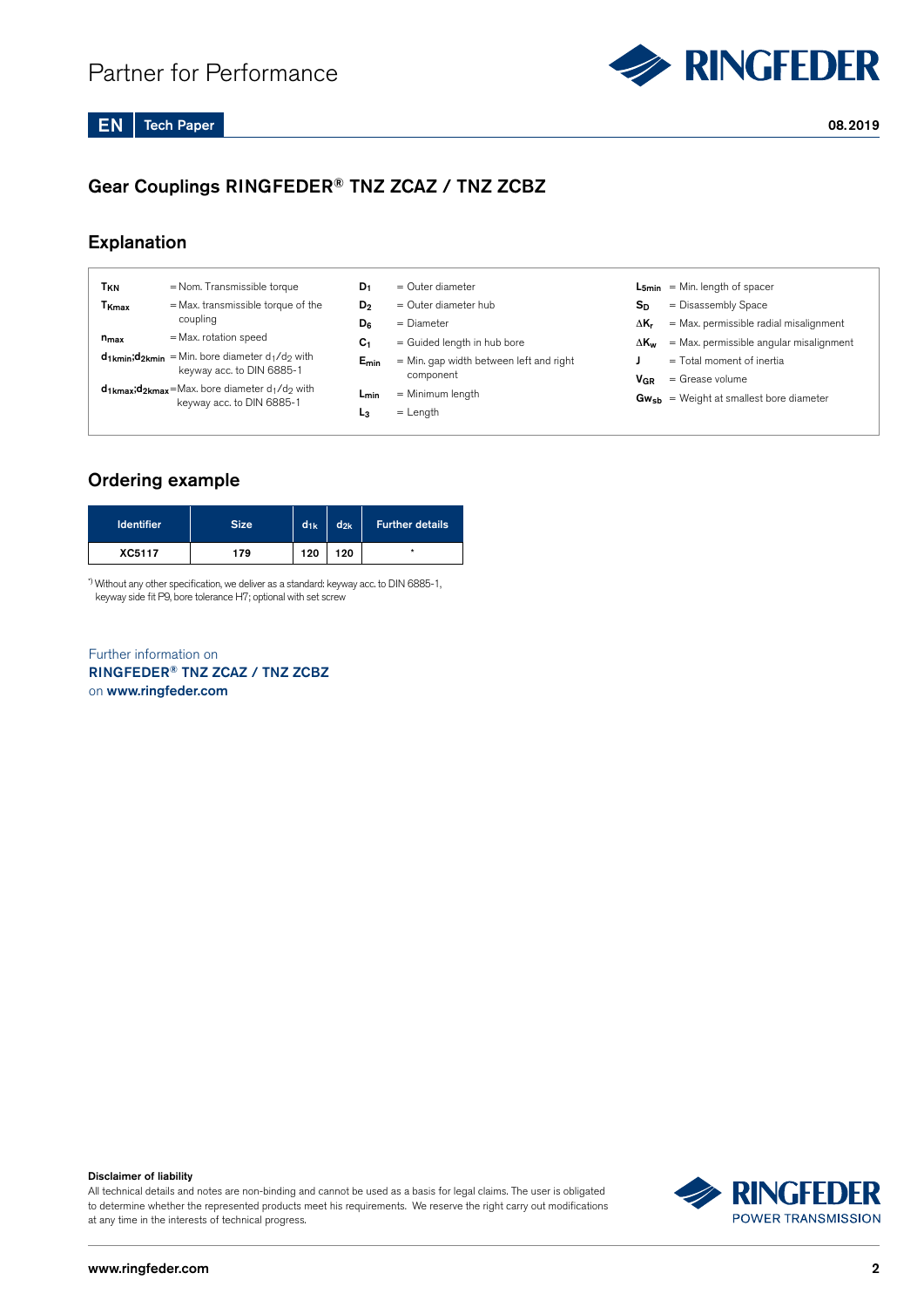Partner for Performance

EN Tech Paper

08.2019

## Gear Couplings RINGFEDER® TNZ ZCAZ / TNZ ZCBZ

## Explanation

$T_{KN}$ = Nom. Transmissible torque

$T_{Kmax}$ = Max. transmissible torque of the coupling

$n_{max}$ = Max. rotation speed

$d_{1kmin}$;$d_{2kmin}$ = Min. bore diameter $d_1$/$d_2$ with keyway acc. to DIN 6885-1

$d_{1kmax}$;$d_{2kmax}$ = Max. bore diameter $d_1$/$d_2$ with keyway acc. to DIN 6885-1

$D_1$ = Outer diameter

$D_2$ = Outer diameter hub

$D_6$ = Diameter

$C_1$ = Guided length in hub bore

$E_{min}$ = Min. gap width between left and right component

$L_{min}$ = Minimum length

$L_3$ = Length

$L_{5min}$ = Min. length of spacer

$S_D$ = Disassembly Space

$\Delta K_r$ = Max. permissible radial misalignment

$\Delta K_w$ = Max. permissible angular misalignment

J = Total moment of inertia

$V_{GR}$ = Grease volume

$Gw_{sb}$ = Weight at smallest bore diameter

## Ordering example

| Identifier | Size | $d_{1k}$ | $d_{2k}$ | Further details |
|---|---|---|---|---|
| XC5117 | 179 | 120 | 120 | * |

*) Without any other specification, we deliver as a standard: keyway acc. to DIN 6885-1, keyway side fit P9, bore tolerance H7; optional with set screw

Further information on
**RINGFEDER® TNZ ZCAZ / TNZ ZCBZ**
on **www.ringfeder.com**

**Disclaimer of liability**
All technical details and notes are non-binding and cannot be used as a basis for legal claims. The user is obligated to determine whether the represented products meet his requirements. We reserve the right carry out modifications at any time in the interests of technical progress.

RINGFEDER POWER TRANSMISSION

www.ringfeder.com